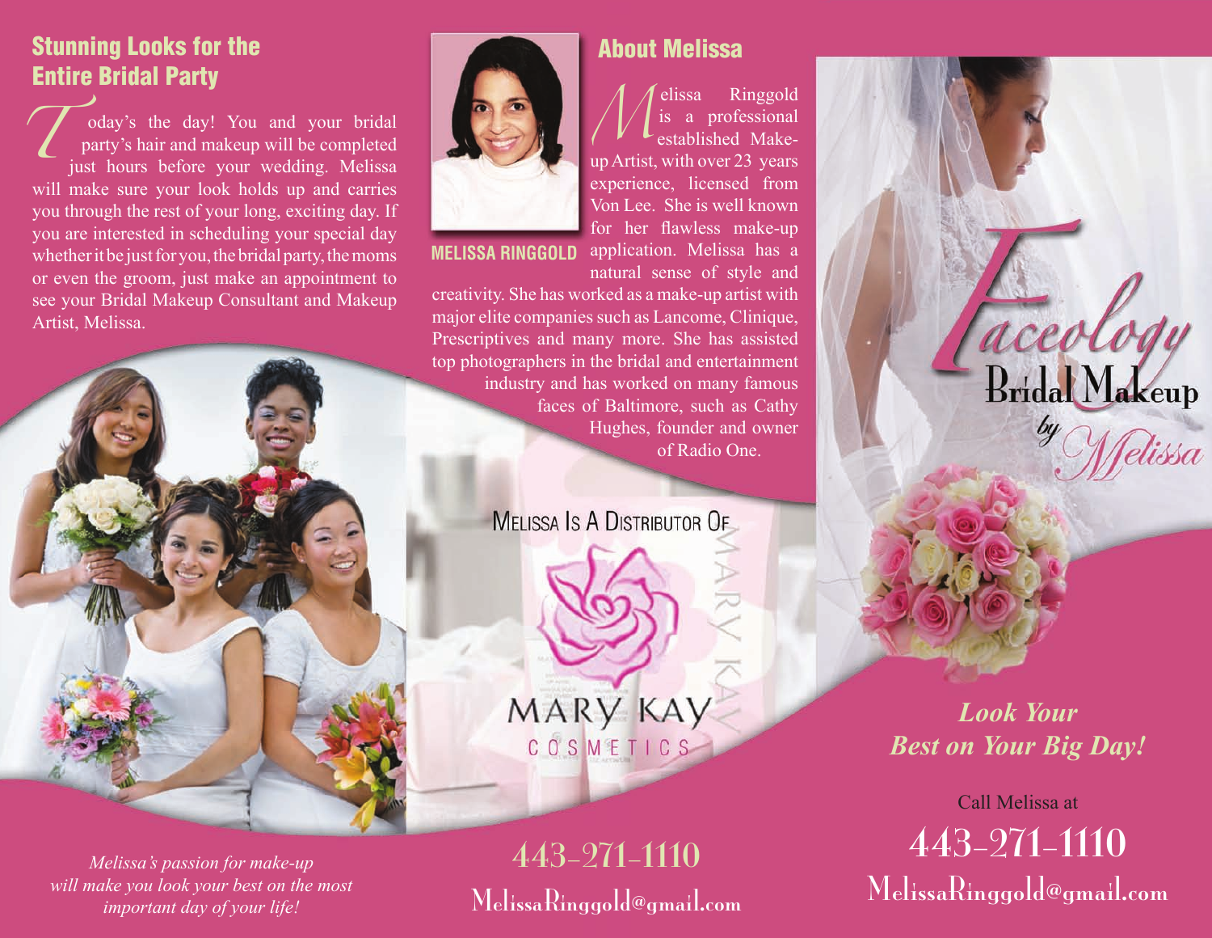## Stunning Looks for the Entire Bridal Party

Today's the day! You and your bridal party's hair and makeup will be completed just hours before your wedding. Melissa will make sure your look holds up and carries you through the rest of your long, exciting day. If you are interested in scheduling your special day whether it be just for you, the bridal party, the moms or even the groom, just make an appointment to see your Bridal Makeup Consultant and Makeup Artist, Melissa.

*Melissa's passion for make-up will make you look your best on the most important day of your life!*

## About Melissa

**MELISSA RINGGOLD**

Melissa Ringgold is a professional established Make-up Artist, with over 23 years experience, licensed from Von Lee. She is well known for her flawless make-up application. Melissa has a natural sense of style and creativity. She has worked as a make-up artist with major elite companies such as Lancome, Clinique, Prescriptives and many more. She has assisted top photographers in the bridal and entertainment industry and has worked on many famous faces of Baltimore, such as Cathy Hughes, founder and owner of Radio One.

MELISSA IS A DISTRIBUTOR OF

MARY KAY COSMETICS

443-271-1110

MelissaRinggold@gmail.com

# Faceology Bridal Makeup by Melissa

***Look Your Best on Your Big Day!***

Call Melissa at

443-271-1110

MelissaRinggold@gmail.com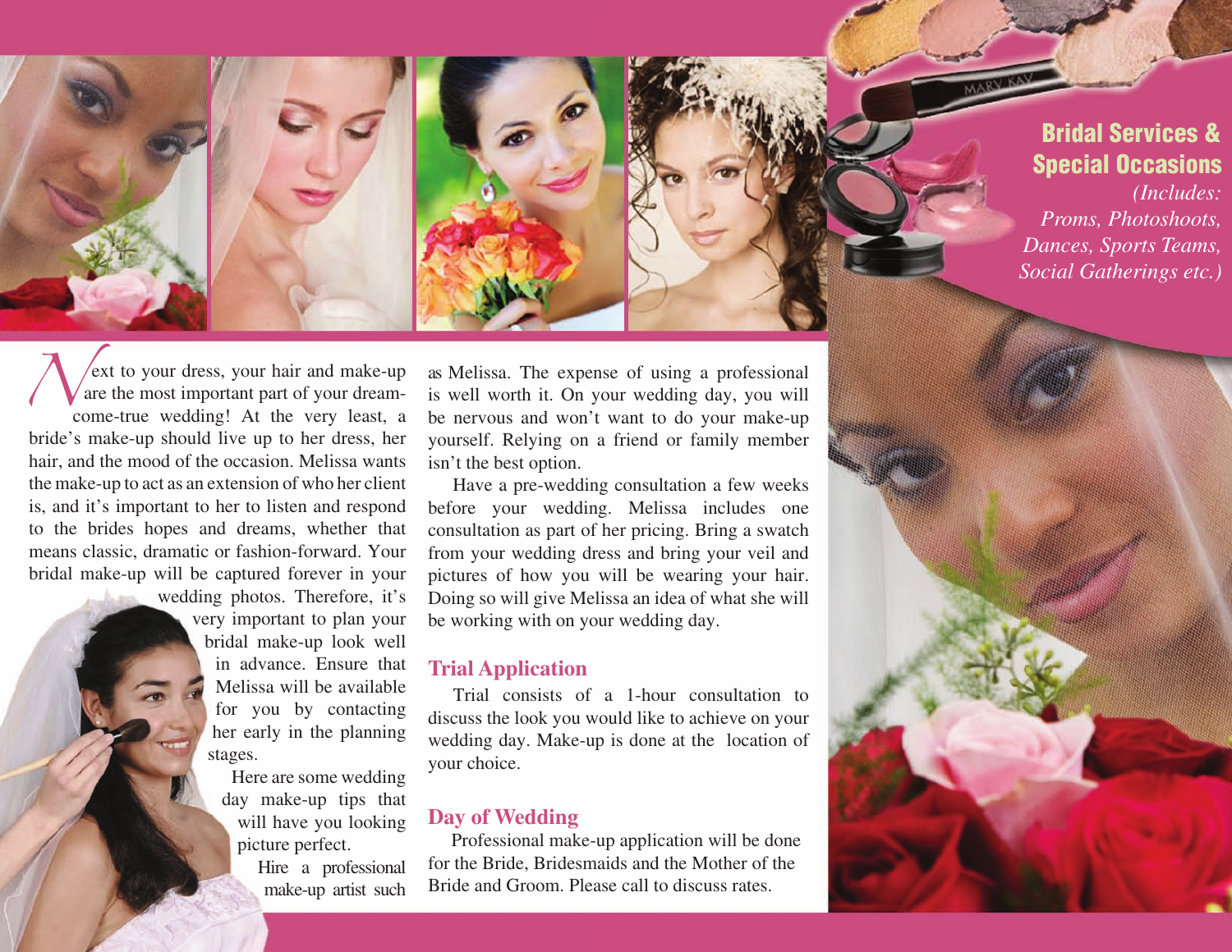## Bridal Services & Special Occasions

*(Includes: Proms, Photoshoots, Dances, Sports Teams, Social Gatherings etc.)*

Next to your dress, your hair and make-up are the most important part of your dream-come-true wedding! At the very least, a bride's make-up should live up to her dress, her hair, and the mood of the occasion. Melissa wants the make-up to act as an extension of who her client is, and it's important to her to listen and respond to the brides hopes and dreams, whether that means classic, dramatic or fashion-forward. Your bridal make-up will be captured forever in your wedding photos. Therefore, it's very important to plan your bridal make-up look well in advance. Ensure that Melissa will be available for you by contacting her early in the planning stages.

Here are some wedding day make-up tips that will have you looking picture perfect.

Hire a professional make-up artist such as Melissa. The expense of using a professional is well worth it. On your wedding day, you will be nervous and won't want to do your make-up yourself. Relying on a friend or family member isn't the best option.

Have a pre-wedding consultation a few weeks before your wedding. Melissa includes one consultation as part of her pricing. Bring a swatch from your wedding dress and bring your veil and pictures of how you will be wearing your hair. Doing so will give Melissa an idea of what she will be working with on your wedding day.

### Trial Application

Trial consists of a 1-hour consultation to discuss the look you would like to achieve on your wedding day. Make-up is done at the location of your choice.

### Day of Wedding

Professional make-up application will be done for the Bride, Bridesmaids and the Mother of the Bride and Groom. Please call to discuss rates.